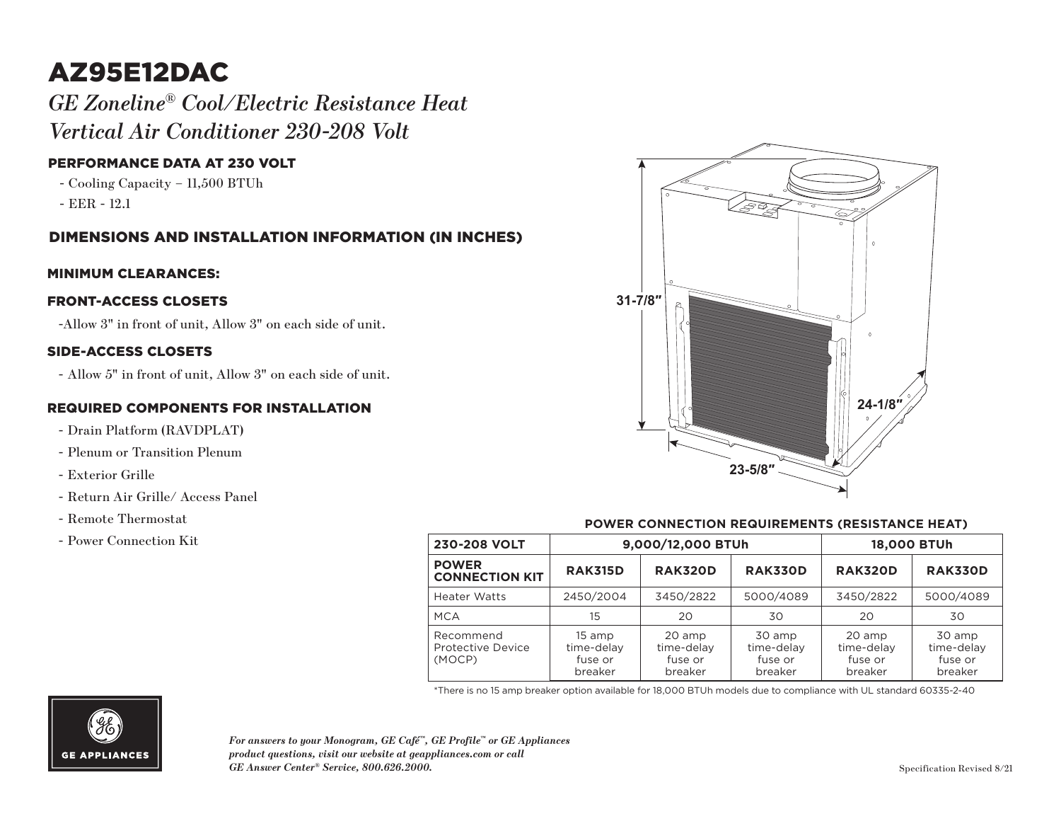# AZ95E12DAC

*GE Zoneline® Cool/Electric Resistance Heat*
*Vertical Air Conditioner 230-208 Volt*

## PERFORMANCE DATA AT 230 VOLT

- Cooling Capacity – 11,500 BTUh
- EER - 12.1

## DIMENSIONS AND INSTALLATION INFORMATION (IN INCHES)

31-7/8"

24-1/8"

23-5/8"

### MINIMUM CLEARANCES:

### FRONT-ACCESS CLOSETS

-Allow 3" in front of unit, Allow 3" on each side of unit.

### SIDE-ACCESS CLOSETS

- Allow 5" in front of unit, Allow 3" on each side of unit.

### REQUIRED COMPONENTS FOR INSTALLATION

- Drain Platform (RAVDPLAT)
- Plenum or Transition Plenum
- Exterior Grille
- Return Air Grille/ Access Panel
- Remote Thermostat
- Power Connection Kit

**POWER CONNECTION REQUIREMENTS (RESISTANCE HEAT)**

| 230-208 VOLT | 9,000/12,000 BTUh | | | 18,000 BTUh | |
|---|---|---|---|---|---|
| POWER CONNECTION KIT | RAK315D | RAK320D | RAK330D | RAK320D | RAK330D |
| Heater Watts | 2450/2004 | 3450/2822 | 5000/4089 | 3450/2822 | 5000/4089 |
| MCA | 15 | 20 | 30 | 20 | 30 |
| Recommend Protective Device (MOCP) | 15 amp time-delay fuse or breaker | 20 amp time-delay fuse or breaker | 30 amp time-delay fuse or breaker | 20 amp time-delay fuse or breaker | 30 amp time-delay fuse or breaker |

*There is no 15 amp breaker option available for 18,000 BTUh models due to compliance with UL standard 60335-2-40

GE APPLIANCES

*For answers to your Monogram, GE Café™, GE Profile™ or GE Appliances product questions, visit our website at geappliances.com or call GE Answer Center® Service, 800.626.2000.*

Specification Revised 8/21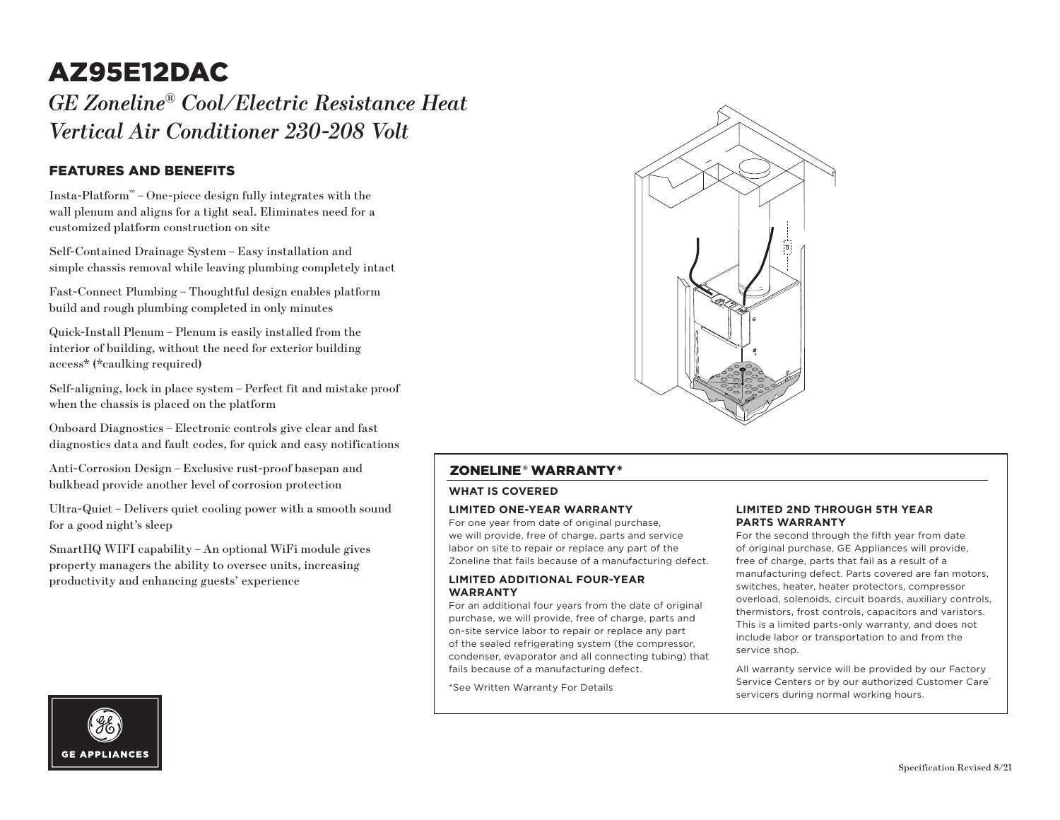# AZ95E12DAC

## *GE Zoneline® Cool/Electric Resistance Heat Vertical Air Conditioner 230-208 Volt*

## FEATURES AND BENEFITS

Insta-Platform™ – One-piece design fully integrates with the wall plenum and aligns for a tight seal. Eliminates need for a customized platform construction on site

Self-Contained Drainage System – Easy installation and simple chassis removal while leaving plumbing completely intact

Fast-Connect Plumbing – Thoughtful design enables platform build and rough plumbing completed in only minutes

Quick-Install Plenum – Plenum is easily installed from the interior of building, without the need for exterior building access* (*caulking required)

Self-aligning, lock in place system – Perfect fit and mistake proof when the chassis is placed on the platform

Onboard Diagnostics – Electronic controls give clear and fast diagnostics data and fault codes, for quick and easy notifications

Anti-Corrosion Design – Exclusive rust-proof basepan and bulkhead provide another level of corrosion protection

Ultra-Quiet – Delivers quiet cooling power with a smooth sound for a good night's sleep

SmartHQ WIFI capability – An optional WiFi module gives property managers the ability to oversee units, increasing productivity and enhancing guests' experience

## ZONELINE® WARRANTY*

**WHAT IS COVERED**

**LIMITED ONE-YEAR WARRANTY**

For one year from date of original purchase, we will provide, free of charge, parts and service labor on site to repair or replace any part of the Zoneline that fails because of a manufacturing defect.

**LIMITED ADDITIONAL FOUR-YEAR WARRANTY**

For an additional four years from the date of original purchase, we will provide, free of charge, parts and on-site service labor to repair or replace any part of the sealed refrigerating system (the compressor, condenser, evaporator and all connecting tubing) that fails because of a manufacturing defect.

*See Written Warranty For Details

**LIMITED 2ND THROUGH 5TH YEAR PARTS WARRANTY**

For the second through the fifth year from date of original purchase, GE Appliances will provide, free of charge, parts that fail as a result of a manufacturing defect. Parts covered are fan motors, switches, heater, heater protectors, compressor overload, solenoids, circuit boards, auxiliary controls, thermistors, frost controls, capacitors and varistors. This is a limited parts-only warranty, and does not include labor or transportation to and from the service shop.

All warranty service will be provided by our Factory Service Centers or by our authorized Customer Care® servicers during normal working hours.

GE APPLIANCES

Specification Revised 8/21